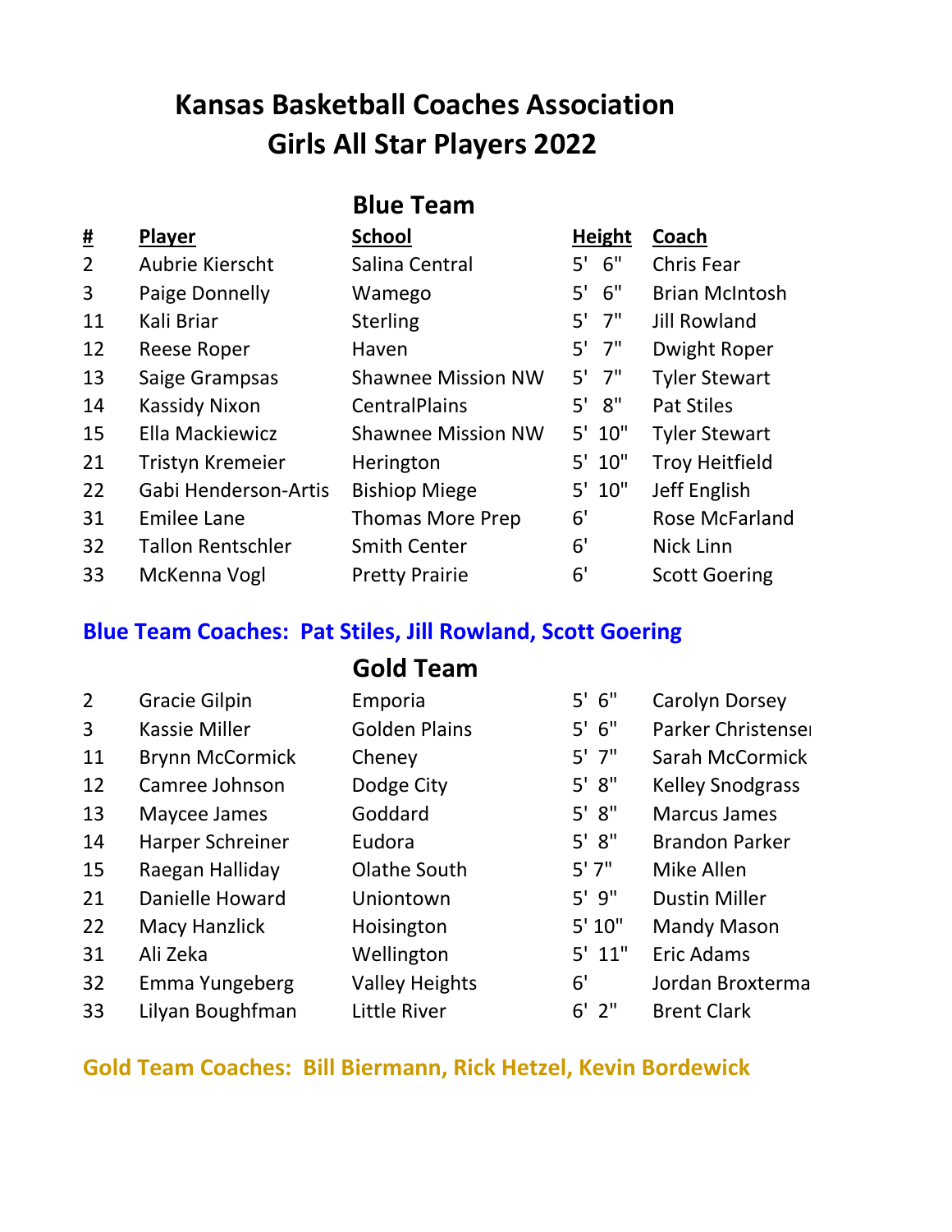# Kansas Basketball Coaches Association
# Girls All Star Players 2022

## Blue Team

| # | Player | School | Height | Coach |
|---|---|---|---|---|
| 2 | Aubrie Kierscht | Salina Central | 5' 6" | Chris Fear |
| 3 | Paige Donnelly | Wamego | 5' 6" | Brian McIntosh |
| 11 | Kali Briar | Sterling | 5' 7" | Jill Rowland |
| 12 | Reese Roper | Haven | 5' 7" | Dwight Roper |
| 13 | Saige Grampsas | Shawnee Mission NW | 5' 7" | Tyler Stewart |
| 14 | Kassidy Nixon | CentralPlains | 5' 8" | Pat Stiles |
| 15 | Ella Mackiewicz | Shawnee Mission NW | 5' 10" | Tyler Stewart |
| 21 | Tristyn Kremeier | Herington | 5' 10" | Troy Heitfield |
| 22 | Gabi Henderson-Artis | Bishiop Miege | 5' 10" | Jeff English |
| 31 | Emilee Lane | Thomas More Prep | 6' | Rose McFarland |
| 32 | Tallon Rentschler | Smith Center | 6' | Nick Linn |
| 33 | McKenna Vogl | Pretty Prairie | 6' | Scott Goering |

**Blue Team Coaches: Pat Stiles, Jill Rowland, Scott Goering**

## Gold Team

| # | Player | School | Height | Coach |
|---|---|---|---|---|
| 2 | Gracie Gilpin | Emporia | 5' 6" | Carolyn Dorsey |
| 3 | Kassie Miller | Golden Plains | 5' 6" | Parker Christenser |
| 11 | Brynn McCormick | Cheney | 5' 7" | Sarah McCormick |
| 12 | Camree Johnson | Dodge City | 5' 8" | Kelley Snodgrass |
| 13 | Maycee James | Goddard | 5' 8" | Marcus James |
| 14 | Harper Schreiner | Eudora | 5' 8" | Brandon Parker |
| 15 | Raegan Halliday | Olathe South | 5' 7" | Mike Allen |
| 21 | Danielle Howard | Uniontown | 5' 9" | Dustin Miller |
| 22 | Macy Hanzlick | Hoisington | 5' 10" | Mandy Mason |
| 31 | Ali Zeka | Wellington | 5' 11" | Eric Adams |
| 32 | Emma Yungeberg | Valley Heights | 6' | Jordan Broxterma |
| 33 | Lilyan Boughfman | Little River | 6' 2" | Brent Clark |

**Gold Team Coaches: Bill Biermann, Rick Hetzel, Kevin Bordewick**